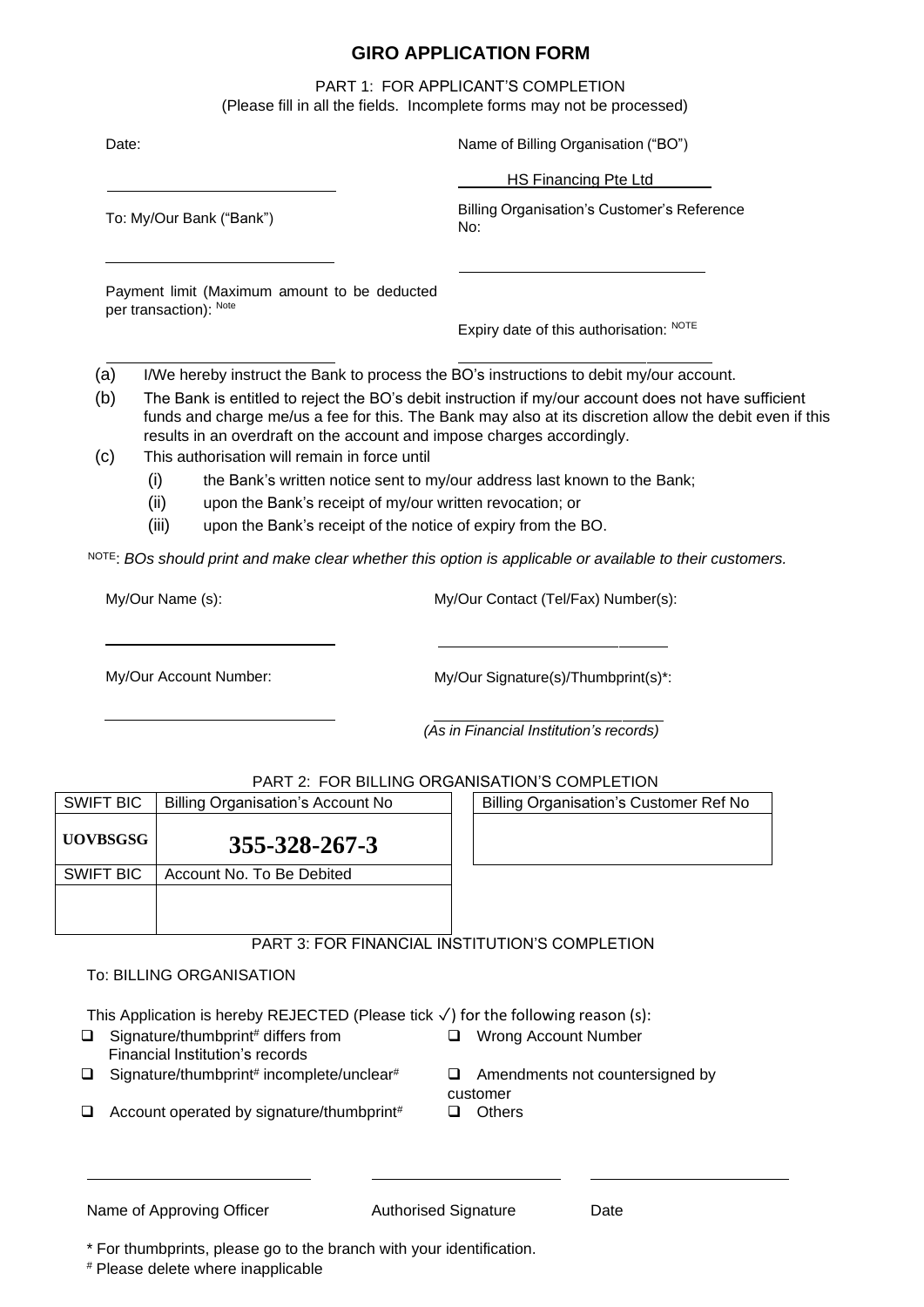# GIRO APPLICATION FORM

PART 1: FOR APPLICANT'S COMPLETION
(Please fill in all the fields. Incomplete forms may not be processed)

Date: ______________________

Name of Billing Organisation ("BO")

HS Financing Pte Ltd

To: My/Our Bank ("Bank")

______________________

Billing Organisation's Customer's Reference No:

______________________

Payment limit (Maximum amount to be deducted per transaction): [Note]

______________________

Expiry date of this authorisation: [NOTE]

______________________

(a) I/We hereby instruct the Bank to process the BO's instructions to debit my/our account.

(b) The Bank is entitled to reject the BO's debit instruction if my/our account does not have sufficient funds and charge me/us a fee for this. The Bank may also at its discretion allow the debit even if this results in an overdraft on the account and impose charges accordingly.

(c) This authorisation will remain in force until

  (i) the Bank's written notice sent to my/our address last known to the Bank;

  (ii) upon the Bank's receipt of my/our written revocation; or

  (iii) upon the Bank's receipt of the notice of expiry from the BO.

[NOTE]: *BOs should print and make clear whether this option is applicable or available to their customers.*

My/Our Name (s): ______________________

My/Our Contact (Tel/Fax) Number(s): ______________________

My/Our Account Number: ______________________

My/Our Signature(s)/Thumbprint(s)*: ______________________
*(As in Financial Institution's records)*

PART 2: FOR BILLING ORGANISATION'S COMPLETION

| SWIFT BIC | Billing Organisation's Account No |
|---|---|
| **UOVBSGSG** | **355-328-267-3** |
| SWIFT BIC | Account No. To Be Debited |
| | |

| Billing Organisation's Customer Ref No |
|---|
| |

PART 3: FOR FINANCIAL INSTITUTION'S COMPLETION

To: BILLING ORGANISATION

This Application is hereby REJECTED (Please tick ✓) for the following reason (s):

- ☐ Signature/thumbprint[#] differs from Financial Institution's records
- ☐ Wrong Account Number
- ☐ Signature/thumbprint[#] incomplete/unclear[#]
- ☐ Amendments not countersigned by customer
- ☐ Account operated by signature/thumbprint[#]
- ☐ Others

| Name of Approving Officer | Authorised Signature | Date |
|---|---|---|
| | | |

\* For thumbprints, please go to the branch with your identification.

[#] Please delete where inapplicable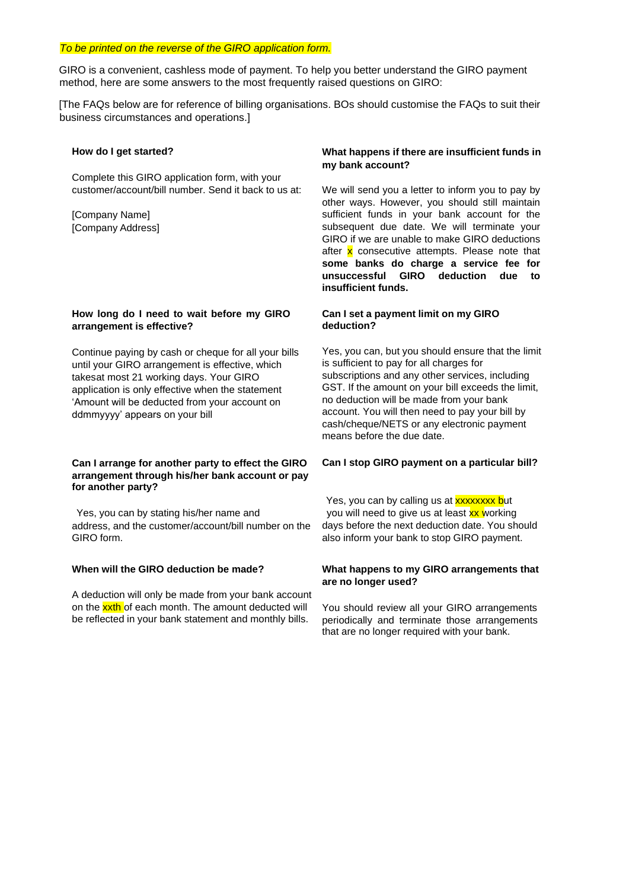*To be printed on the reverse of the GIRO application form.*

GIRO is a convenient, cashless mode of payment. To help you better understand the GIRO payment method, here are some answers to the most frequently raised questions on GIRO:

[The FAQs below are for reference of billing organisations. BOs should customise the FAQs to suit their business circumstances and operations.]

**How do I get started?**

Complete this GIRO application form, with your customer/account/bill number. Send it back to us at:

[Company Name]
[Company Address]

**How long do I need to wait before my GIRO arrangement is effective?**

Continue paying by cash or cheque for all your bills until your GIRO arrangement is effective, which takesat most 21 working days. Your GIRO application is only effective when the statement 'Amount will be deducted from your account on ddmmyyyy' appears on your bill

**Can I arrange for another party to effect the GIRO arrangement through his/her bank account or pay for another party?**

Yes, you can by stating his/her name and address, and the customer/account/bill number on the GIRO form.

**When will the GIRO deduction be made?**

A deduction will only be made from your bank account on the xxth of each month. The amount deducted will be reflected in your bank statement and monthly bills.

**What happens if there are insufficient funds in my bank account?**

We will send you a letter to inform you to pay by other ways. However, you should still maintain sufficient funds in your bank account for the subsequent due date. We will terminate your GIRO if we are unable to make GIRO deductions after x consecutive attempts. Please note that **some banks do charge a service fee for unsuccessful GIRO deduction due to insufficient funds.**

**Can I set a payment limit on my GIRO deduction?**

Yes, you can, but you should ensure that the limit is sufficient to pay for all charges for subscriptions and any other services, including GST. If the amount on your bill exceeds the limit, no deduction will be made from your bank account. You will then need to pay your bill by cash/cheque/NETS or any electronic payment means before the due date.

**Can I stop GIRO payment on a particular bill?**

Yes, you can by calling us at xxxxxxxx but you will need to give us at least xx working days before the next deduction date. You should also inform your bank to stop GIRO payment.

**What happens to my GIRO arrangements that are no longer used?**

You should review all your GIRO arrangements periodically and terminate those arrangements that are no longer required with your bank.